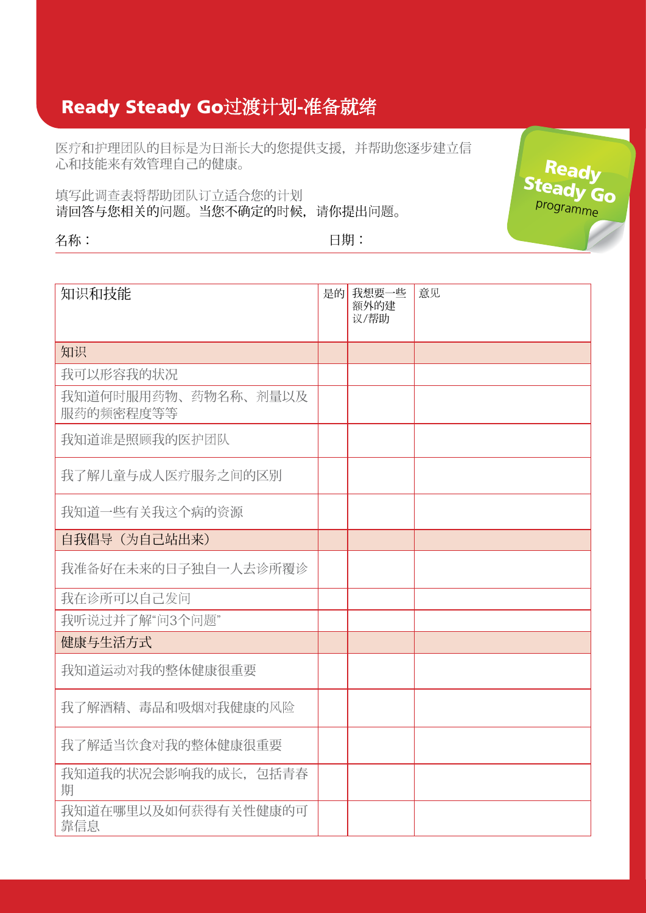# Ready Steady Go过渡计划-准备就绪

医疗和护理团队的目标是为日渐长大的您提供支援，并帮助您逐步建立信心和技能来有效管理自己的健康。

填写此调查表将帮助团队订立适合您的计划
请回答与您相关的问题。当您不确定的时候，请你提出问题。

名称： 日期：

| 知识和技能 | 是的 | 我想要一些额外的建议/帮助 | 意见 |
|---|---|---|---|
| 知识 | | | |
| 我可以形容我的状况 | | | |
| 我知道何时服用药物、药物名称、剂量以及服药的频密程度等等 | | | |
| 我知道谁是照顾我的医护团队 | | | |
| 我了解儿童与成人医疗服务之间的区别 | | | |
| 我知道一些有关我这个病的资源 | | | |
| 自我倡导（为自己站出来） | | | |
| 我准备好在未来的日子独自一人去诊所覆诊 | | | |
| 我在诊所可以自己发问 | | | |
| 我听说过并了解"问3个问题" | | | |
| 健康与生活方式 | | | |
| 我知道运动对我的整体健康很重要 | | | |
| 我了解酒精、毒品和吸烟对我健康的风险 | | | |
| 我了解适当饮食对我的整体健康很重要 | | | |
| 我知道我的状况会影响我的成长，包括青春期 | | | |
| 我知道在哪里以及如何获得有关性健康的可靠信息 | | | |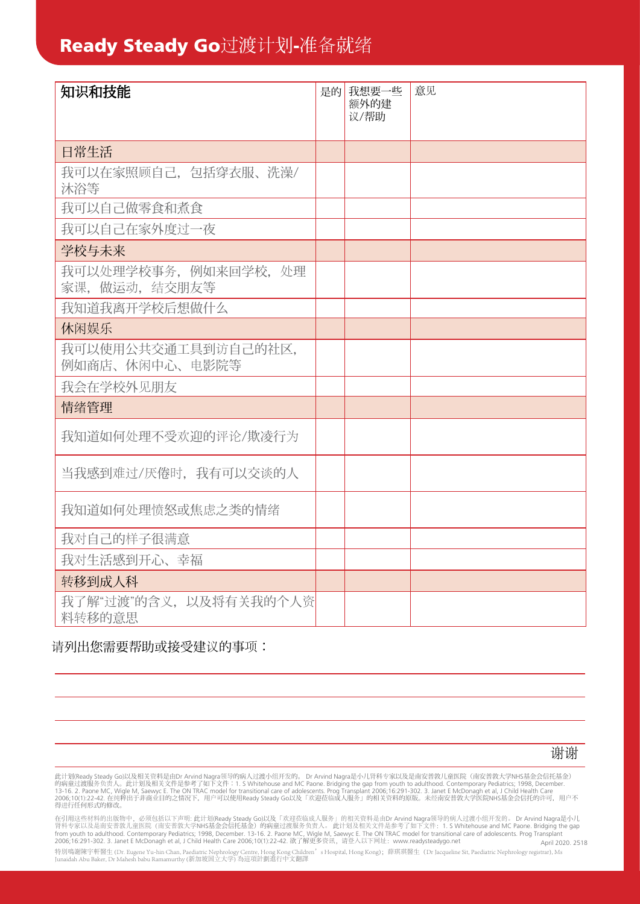# Ready Steady Go过渡计划-准备就绪

| 知识和技能 | 是的 | 我想要一些额外的建议/帮助 | 意见 |
| --- | --- | --- | --- |
| 日常生活 | | | |
| 我可以在家照顾自己，包括穿衣服、洗澡/沐浴等 | | | |
| 我可以自己做零食和煮食 | | | |
| 我可以自己在家外度过一夜 | | | |
| 学校与未来 | | | |
| 我可以处理学校事务，例如来回学校，处理家课，做运动，结交朋友等 | | | |
| 我知道我离开学校后想做什么 | | | |
| 休闲娱乐 | | | |
| 我可以使用公共交通工具到访自己的社区，例如商店、休闲中心、电影院等 | | | |
| 我会在学校外见朋友 | | | |
| 情绪管理 | | | |
| 我知道如何处理不受欢迎的评论/欺凌行为 | | | |
| 当我感到难过/厌倦时，我有可以交谈的人 | | | |
| 我知道如何处理愤怒或焦虑之类的情绪 | | | |
| 我对自己的样子很满意 | | | |
| 我对生活感到开心、幸福 | | | |
| 转移到成人科 | | | |
| 我了解"过渡"的含义，以及将有关我的个人资料转移的意思 | | | |

请列出您需要帮助或接受建议的事项：

谢谢

此计划(Ready Steady Go)以及相关资料是由Dr Arvind Nagra领导的病人过渡小组开发的。 Dr Arvind Nagra是小儿肾科专家以及是南安普敦儿童医院（南安普敦大学NHS基金会信托基金）的病童过渡服务负责人。此计划及相关文件是参考了如下文件：1. S Whitehouse and MC Paone. Bridging the gap from youth to adulthood. Contemporary Pediatrics; 1998, December. 13-16. 2. Paone MC, Wigle M, Saewyc E. The ON TRAC model for transitional care of adolescents. Prog Transplant 2006;16:291-302. 3. Janet E McDonagh et al, J Child Health Care 2006;10(1):22-42. 在纯粹出于非商业目的之情况下，用户可以使用Ready Steady Go以及「欢迎莅临成人服务」的相关资料的原版。未经南安普敦大学医院NHS基金会信托的许可，用户不得进行任何形式的修改。

在引用这些材料的出版物中，必须包括以下声明: 此计划(Ready Steady Go)以及「欢迎莅临成人服务」的相关资料是由Dr Arvind Nagra领导的病人过渡小组开发的。 Dr Arvind Nagra是小儿肾科专家以及是南安普敦儿童医院（南安普敦大学NHS基金会信托基金）的病童过渡服务负责人。 此计划及相关文件是参考了如下文件：1. S Whitehouse and MC Paone. Bridging the gap from youth to adulthood. Contemporary Pediatrics; 1998, December. 13-16. 2. Paone MC, Wigle M, Saewyc E. The ON TRAC model for transitional care of adolescents. Prog Transplant 2006;16:291-302. 3. Janet E McDonagh et al, J Child Health Care 2006;10(1):22-42. 欲了解更多资讯，请登入以下网址：www.readysteadygo.net

April 2020. 2518

特别鸣謝陳宇軒醫生 (Dr. Eugene Yu-hin Chan, Paediatric Nephrology Centre, Hong Kong Children's Hospital, Hong Kong)；薛琪琪醫生（Dr Jacqueline Sit, Paediatric Nephrology registrar), Ms Junaidah Abu Baker, Dr Mahesh babu Ramamurthy (新加坡国立大学) 為這項計劃進行中文翻譯